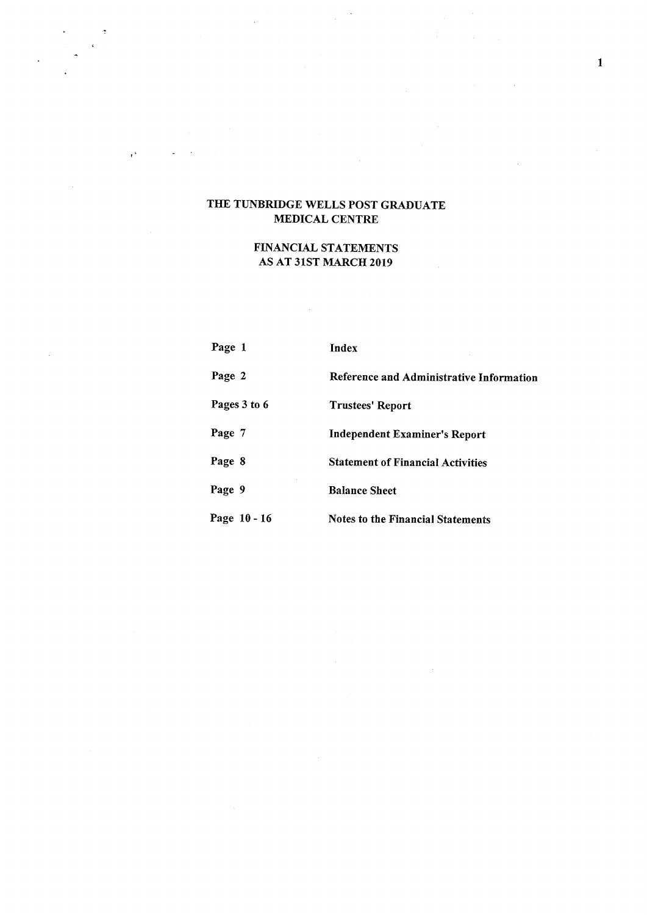# THE TUNBRIDGE WELLS POST GRADUATE MEDICAL CENTRE

## FINANCIAL STATEMENTS AS AT 31ST MARCH 2019

| | |
|---|---|
| Page 1 | **Index** |
| Page 2 | **Reference and Administrative Information** |
| Pages 3 to 6 | **Trustees' Report** |
| Page 7 | **Independent Examiner's Report** |
| Page 8 | **Statement of Financial Activities** |
| Page 9 | **Balance Sheet** |
| Page 10 - 16 | **Notes to the Financial Statements** |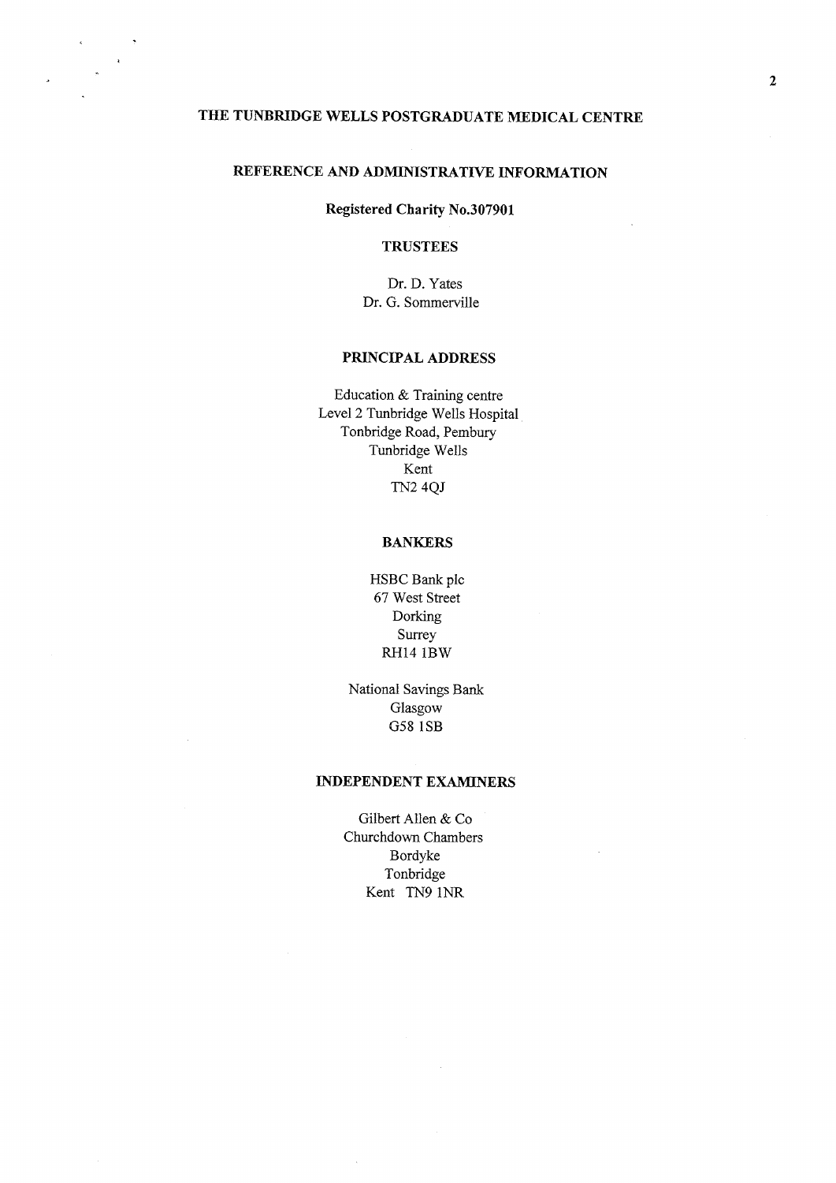# THE TUNBRIDGE WELLS POSTGRADUATE MEDICAL CENTRE

## REFERENCE AND ADMINISTRATIVE INFORMATION

**Registered Charity No.307901**

### TRUSTEES

Dr. D. Yates
Dr. G. Sommerville

### PRINCIPAL ADDRESS

Education & Training centre
Level 2 Tunbridge Wells Hospital
Tonbridge Road, Pembury
Tunbridge Wells
Kent
TN2 4QJ

### BANKERS

HSBC Bank plc
67 West Street
Dorking
Surrey
RH14 1BW

National Savings Bank
Glasgow
G58 1SB

### INDEPENDENT EXAMINERS

Gilbert Allen & Co
Churchdown Chambers
Bordyke
Tonbridge
Kent TN9 1NR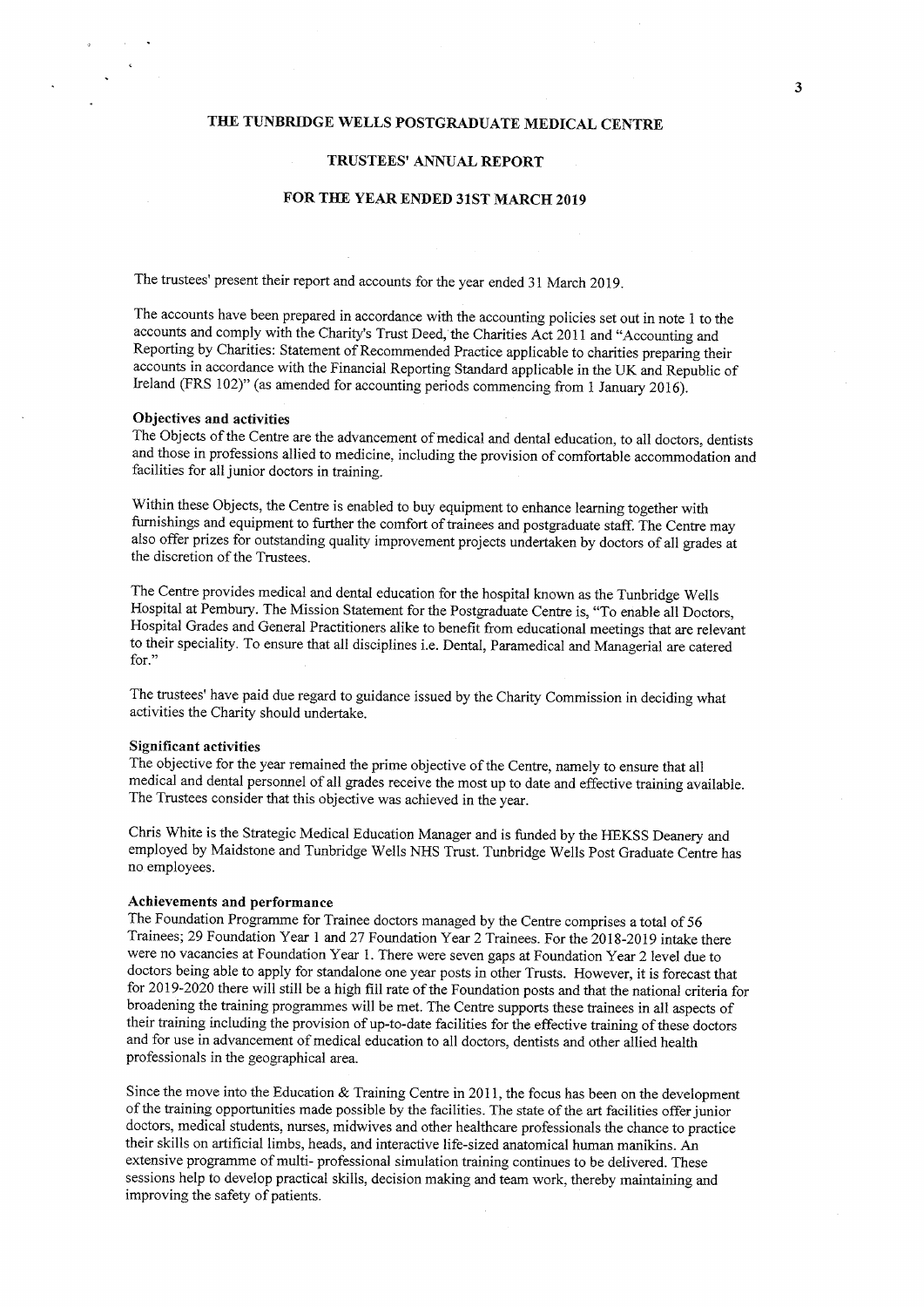# THE TUNBRIDGE WELLS POSTGRADUATE MEDICAL CENTRE

## TRUSTEES' ANNUAL REPORT

## FOR THE YEAR ENDED 31ST MARCH 2019

The trustees' present their report and accounts for the year ended 31 March 2019.

The accounts have been prepared in accordance with the accounting policies set out in note 1 to the accounts and comply with the Charity's Trust Deed, the Charities Act 2011 and "Accounting and Reporting by Charities: Statement of Recommended Practice applicable to charities preparing their accounts in accordance with the Financial Reporting Standard applicable in the UK and Republic of Ireland (FRS 102)" (as amended for accounting periods commencing from 1 January 2016).

### Objectives and activities

The Objects of the Centre are the advancement of medical and dental education, to all doctors, dentists and those in professions allied to medicine, including the provision of comfortable accommodation and facilities for all junior doctors in training.

Within these Objects, the Centre is enabled to buy equipment to enhance learning together with furnishings and equipment to further the comfort of trainees and postgraduate staff. The Centre may also offer prizes for outstanding quality improvement projects undertaken by doctors of all grades at the discretion of the Trustees.

The Centre provides medical and dental education for the hospital known as the Tunbridge Wells Hospital at Pembury. The Mission Statement for the Postgraduate Centre is, "To enable all Doctors, Hospital Grades and General Practitioners alike to benefit from educational meetings that are relevant to their speciality. To ensure that all disciplines i.e. Dental, Paramedical and Managerial are catered for."

The trustees' have paid due regard to guidance issued by the Charity Commission in deciding what activities the Charity should undertake.

### Significant activities

The objective for the year remained the prime objective of the Centre, namely to ensure that all medical and dental personnel of all grades receive the most up to date and effective training available. The Trustees consider that this objective was achieved in the year.

Chris White is the Strategic Medical Education Manager and is funded by the HEKSS Deanery and employed by Maidstone and Tunbridge Wells NHS Trust. Tunbridge Wells Post Graduate Centre has no employees.

### Achievements and performance

The Foundation Programme for Trainee doctors managed by the Centre comprises a total of 56 Trainees; 29 Foundation Year 1 and 27 Foundation Year 2 Trainees. For the 2018-2019 intake there were no vacancies at Foundation Year 1. There were seven gaps at Foundation Year 2 level due to doctors being able to apply for standalone one year posts in other Trusts. However, it is forecast that for 2019-2020 there will still be a high fill rate of the Foundation posts and that the national criteria for broadening the training programmes will be met. The Centre supports these trainees in all aspects of their training including the provision of up-to-date facilities for the effective training of these doctors and for use in advancement of medical education to all doctors, dentists and other allied health professionals in the geographical area.

Since the move into the Education & Training Centre in 2011, the focus has been on the development of the training opportunities made possible by the facilities. The state of the art facilities offer junior doctors, medical students, nurses, midwives and other healthcare professionals the chance to practice their skills on artificial limbs, heads, and interactive life-sized anatomical human manikins. An extensive programme of multi- professional simulation training continues to be delivered. These sessions help to develop practical skills, decision making and team work, thereby maintaining and improving the safety of patients.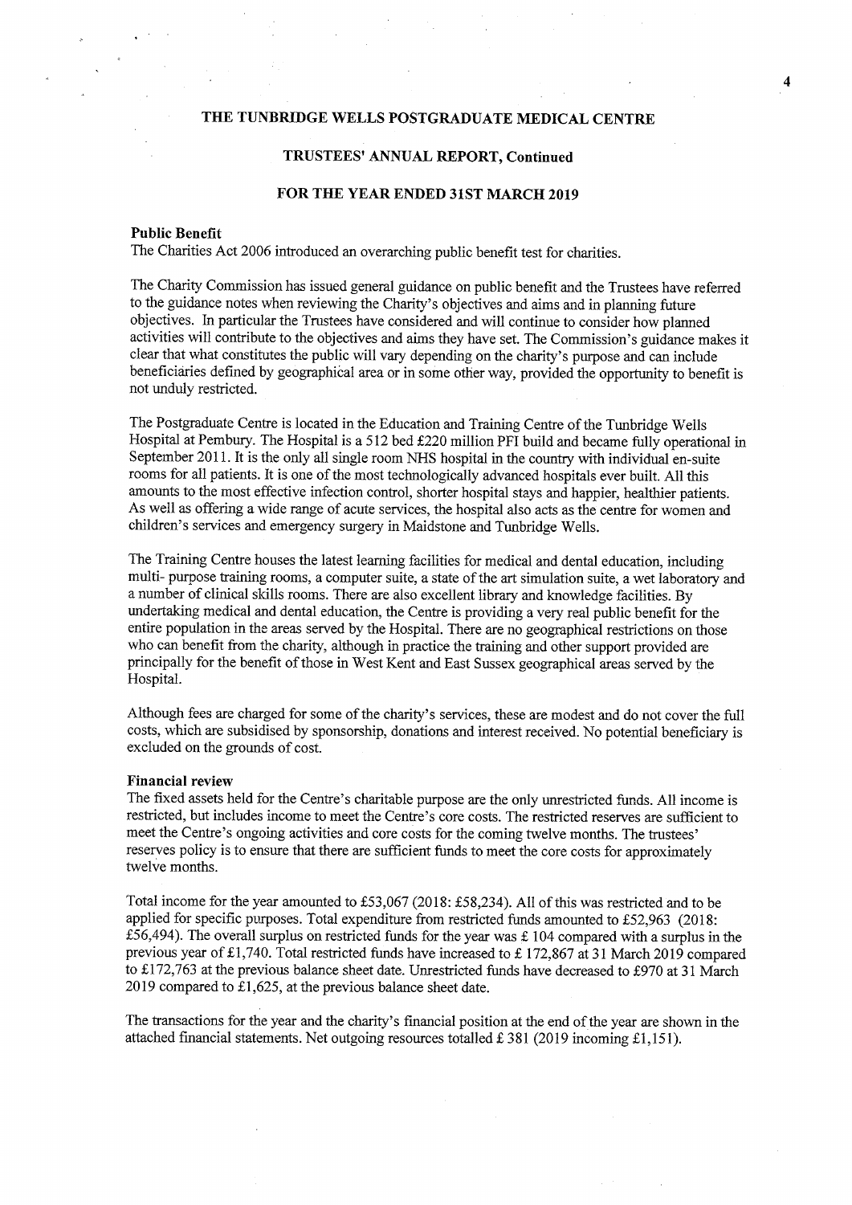# THE TUNBRIDGE WELLS POSTGRADUATE MEDICAL CENTRE

## TRUSTEES' ANNUAL REPORT, Continued

## FOR THE YEAR ENDED 31ST MARCH 2019

**Public Benefit**

The Charities Act 2006 introduced an overarching public benefit test for charities.

The Charity Commission has issued general guidance on public benefit and the Trustees have referred to the guidance notes when reviewing the Charity's objectives and aims and in planning future objectives. In particular the Trustees have considered and will continue to consider how planned activities will contribute to the objectives and aims they have set. The Commission's guidance makes it clear that what constitutes the public will vary depending on the charity's purpose and can include beneficiaries defined by geographical area or in some other way, provided the opportunity to benefit is not unduly restricted.

The Postgraduate Centre is located in the Education and Training Centre of the Tunbridge Wells Hospital at Pembury. The Hospital is a 512 bed £220 million PFI build and became fully operational in September 2011. It is the only all single room NHS hospital in the country with individual en-suite rooms for all patients. It is one of the most technologically advanced hospitals ever built. All this amounts to the most effective infection control, shorter hospital stays and happier, healthier patients. As well as offering a wide range of acute services, the hospital also acts as the centre for women and children's services and emergency surgery in Maidstone and Tunbridge Wells.

The Training Centre houses the latest learning facilities for medical and dental education, including multi- purpose training rooms, a computer suite, a state of the art simulation suite, a wet laboratory and a number of clinical skills rooms. There are also excellent library and knowledge facilities. By undertaking medical and dental education, the Centre is providing a very real public benefit for the entire population in the areas served by the Hospital. There are no geographical restrictions on those who can benefit from the charity, although in practice the training and other support provided are principally for the benefit of those in West Kent and East Sussex geographical areas served by the Hospital.

Although fees are charged for some of the charity's services, these are modest and do not cover the full costs, which are subsidised by sponsorship, donations and interest received. No potential beneficiary is excluded on the grounds of cost.

**Financial review**

The fixed assets held for the Centre's charitable purpose are the only unrestricted funds. All income is restricted, but includes income to meet the Centre's core costs. The restricted reserves are sufficient to meet the Centre's ongoing activities and core costs for the coming twelve months. The trustees' reserves policy is to ensure that there are sufficient funds to meet the core costs for approximately twelve months.

Total income for the year amounted to £53,067 (2018: £58,234). All of this was restricted and to be applied for specific purposes. Total expenditure from restricted funds amounted to £52,963 (2018: £56,494). The overall surplus on restricted funds for the year was £ 104 compared with a surplus in the previous year of £1,740. Total restricted funds have increased to £ 172,867 at 31 March 2019 compared to £172,763 at the previous balance sheet date. Unrestricted funds have decreased to £970 at 31 March 2019 compared to £1,625, at the previous balance sheet date.

The transactions for the year and the charity's financial position at the end of the year are shown in the attached financial statements. Net outgoing resources totalled £ 381 (2019 incoming £1,151).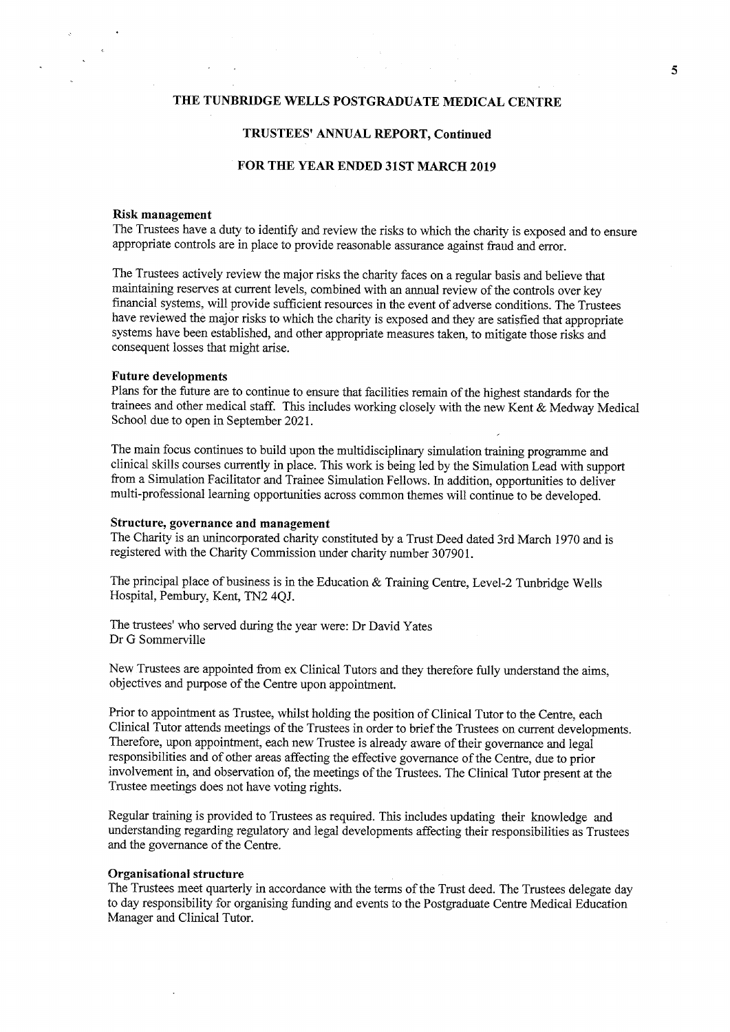# THE TUNBRIDGE WELLS POSTGRADUATE MEDICAL CENTRE

## TRUSTEES' ANNUAL REPORT, Continued

## FOR THE YEAR ENDED 31ST MARCH 2019

**Risk management**

The Trustees have a duty to identify and review the risks to which the charity is exposed and to ensure appropriate controls are in place to provide reasonable assurance against fraud and error.

The Trustees actively review the major risks the charity faces on a regular basis and believe that maintaining reserves at current levels, combined with an annual review of the controls over key financial systems, will provide sufficient resources in the event of adverse conditions. The Trustees have reviewed the major risks to which the charity is exposed and they are satisfied that appropriate systems have been established, and other appropriate measures taken, to mitigate those risks and consequent losses that might arise.

**Future developments**

Plans for the future are to continue to ensure that facilities remain of the highest standards for the trainees and other medical staff. This includes working closely with the new Kent & Medway Medical School due to open in September 2021.

The main focus continues to build upon the multidisciplinary simulation training programme and clinical skills courses currently in place. This work is being led by the Simulation Lead with support from a Simulation Facilitator and Trainee Simulation Fellows. In addition, opportunities to deliver multi-professional learning opportunities across common themes will continue to be developed.

**Structure, governance and management**

The Charity is an unincorporated charity constituted by a Trust Deed dated 3rd March 1970 and is registered with the Charity Commission under charity number 307901.

The principal place of business is in the Education & Training Centre, Level-2 Tunbridge Wells Hospital, Pembury, Kent, TN2 4QJ.

The trustees' who served during the year were: Dr David Yates
Dr G Sommerville

New Trustees are appointed from ex Clinical Tutors and they therefore fully understand the aims, objectives and purpose of the Centre upon appointment.

Prior to appointment as Trustee, whilst holding the position of Clinical Tutor to the Centre, each Clinical Tutor attends meetings of the Trustees in order to brief the Trustees on current developments. Therefore, upon appointment, each new Trustee is already aware of their governance and legal responsibilities and of other areas affecting the effective governance of the Centre, due to prior involvement in, and observation of, the meetings of the Trustees. The Clinical Tutor present at the Trustee meetings does not have voting rights.

Regular training is provided to Trustees as required. This includes updating their knowledge and understanding regarding regulatory and legal developments affecting their responsibilities as Trustees and the governance of the Centre.

**Organisational structure**

The Trustees meet quarterly in accordance with the terms of the Trust deed. The Trustees delegate day to day responsibility for organising funding and events to the Postgraduate Centre Medical Education Manager and Clinical Tutor.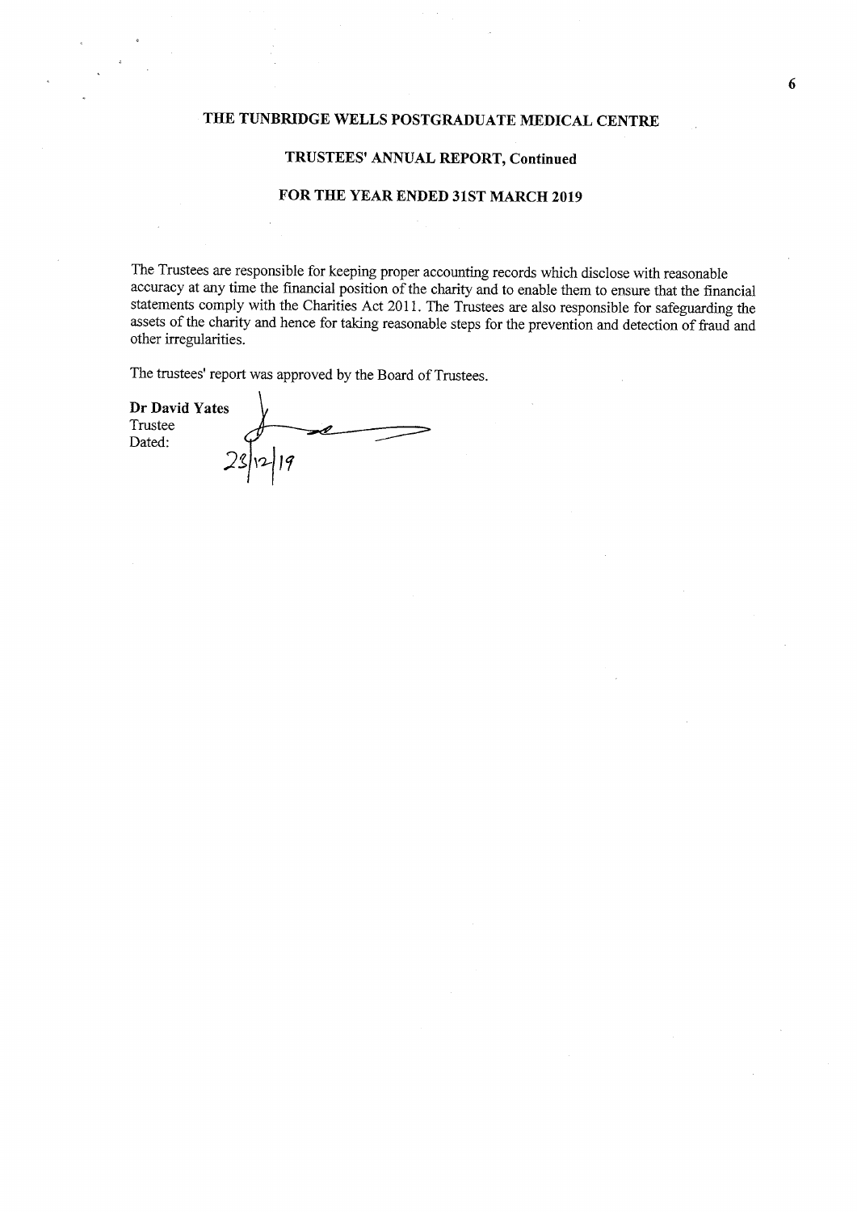# THE TUNBRIDGE WELLS POSTGRADUATE MEDICAL CENTRE

## TRUSTEES' ANNUAL REPORT, Continued

## FOR THE YEAR ENDED 31ST MARCH 2019

The Trustees are responsible for keeping proper accounting records which disclose with reasonable accuracy at any time the financial position of the charity and to enable them to ensure that the financial statements comply with the Charities Act 2011. The Trustees are also responsible for safeguarding the assets of the charity and hence for taking reasonable steps for the prevention and detection of fraud and other irregularities.

The trustees' report was approved by the Board of Trustees.

**Dr David Yates**
Trustee
Dated: 23/12/19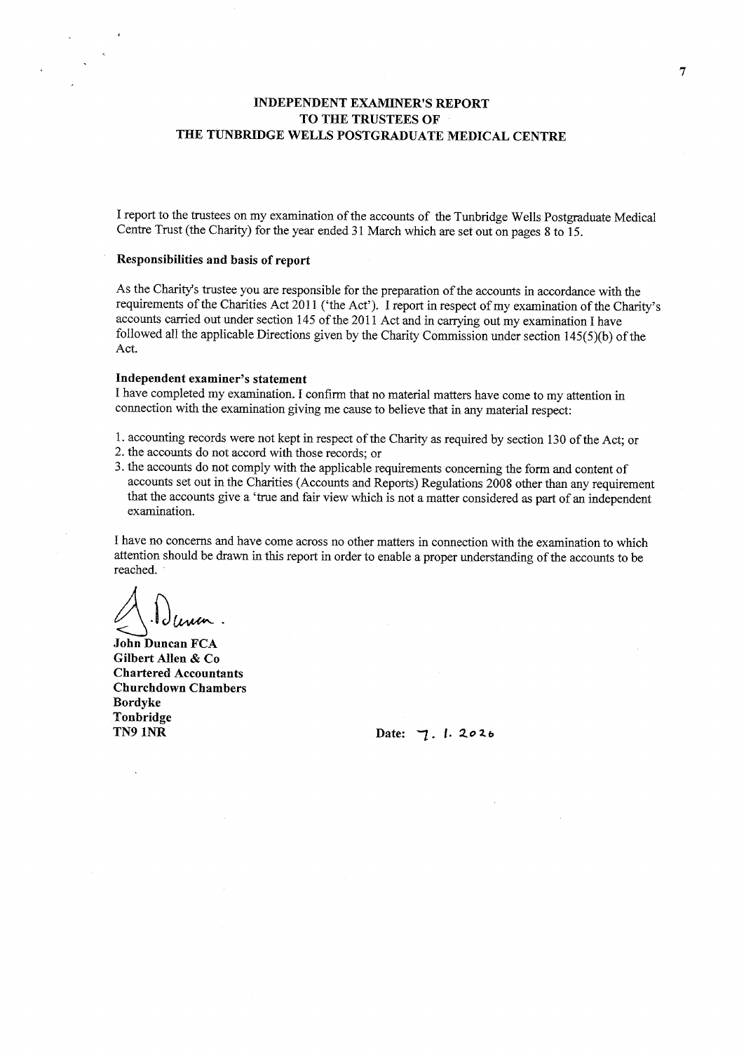# INDEPENDENT EXAMINER'S REPORT
# TO THE TRUSTEES OF
# THE TUNBRIDGE WELLS POSTGRADUATE MEDICAL CENTRE

I report to the trustees on my examination of the accounts of the Tunbridge Wells Postgraduate Medical Centre Trust (the Charity) for the year ended 31 March which are set out on pages 8 to 15.

**Responsibilities and basis of report**

As the Charity's trustee you are responsible for the preparation of the accounts in accordance with the requirements of the Charities Act 2011 ('the Act'). I report in respect of my examination of the Charity's accounts carried out under section 145 of the 2011 Act and in carrying out my examination I have followed all the applicable Directions given by the Charity Commission under section 145(5)(b) of the Act.

**Independent examiner's statement**

I have completed my examination. I confirm that no material matters have come to my attention in connection with the examination giving me cause to believe that in any material respect:

1. accounting records were not kept in respect of the Charity as required by section 130 of the Act; or
2. the accounts do not accord with those records; or
3. the accounts do not comply with the applicable requirements concerning the form and content of accounts set out in the Charities (Accounts and Reports) Regulations 2008 other than any requirement that the accounts give a 'true and fair view which is not a matter considered as part of an independent examination.

I have no concerns and have come across no other matters in connection with the examination to which attention should be drawn in this report in order to enable a proper understanding of the accounts to be reached.

J. Duncan.

**John Duncan FCA**
**Gilbert Allen & Co**
**Chartered Accountants**
**Churchdown Chambers**
**Bordyke**
**Tonbridge**
**TN9 1NR**

**Date:** 7. 1. 2026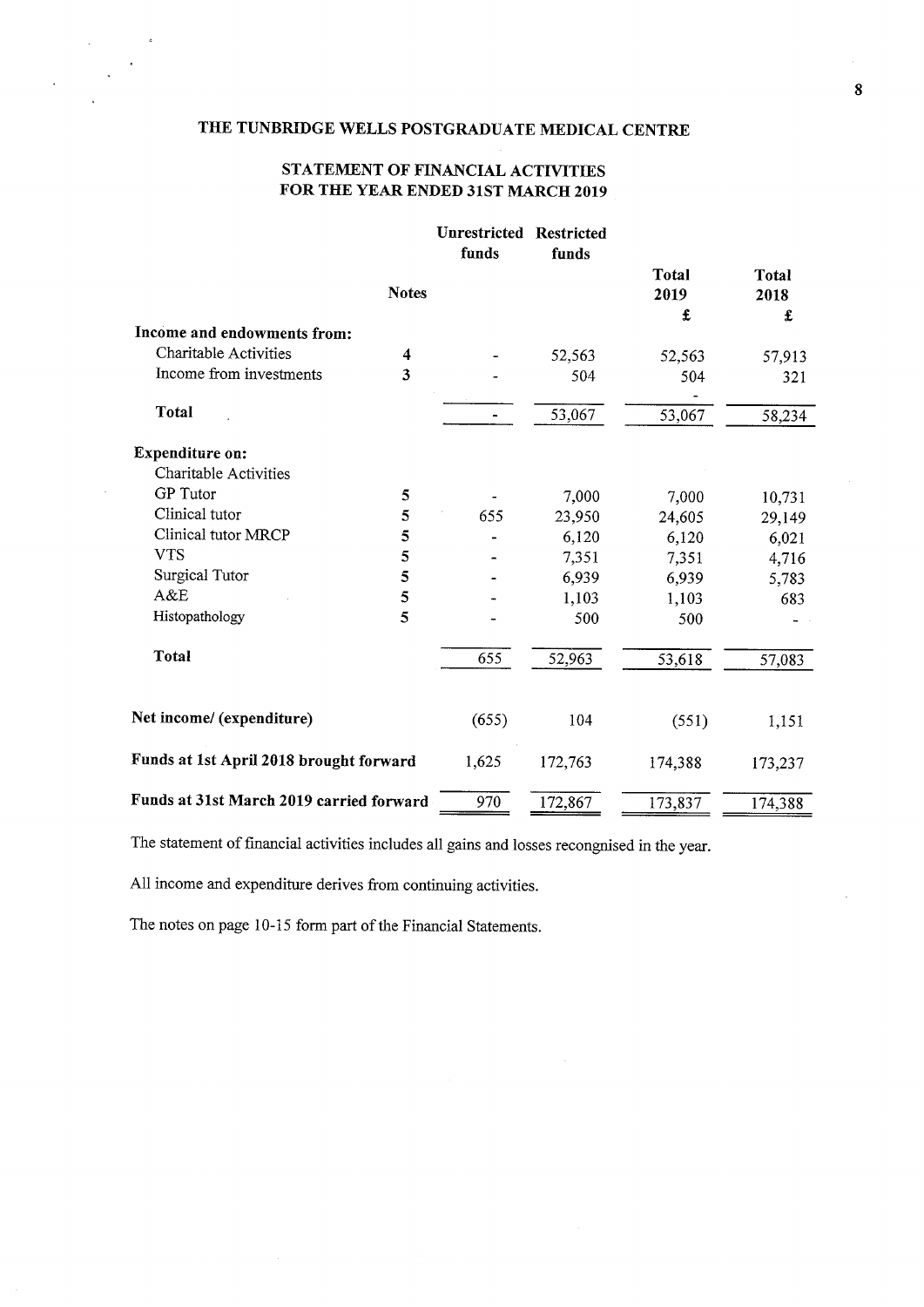# THE TUNBRIDGE WELLS POSTGRADUATE MEDICAL CENTRE

## STATEMENT OF FINANCIAL ACTIVITIES FOR THE YEAR ENDED 31ST MARCH 2019

| | Notes | Unrestricted funds | Restricted funds | Total 2019 £ | Total 2018 £ |
|---|---|---|---|---|---|
| **Income and endowments from:** | | | | | |
| Charitable Activities | 4 | - | 52,563 | 52,563 | 57,913 |
| Income from investments | 3 | - | 504 | 504 | 321 |
| | | | | - | |
| **Total** | | - | 53,067 | 53,067 | 58,234 |
| **Expenditure on:** | | | | | |
| Charitable Activities | | | | | |
| GP Tutor | 5 | - | 7,000 | 7,000 | 10,731 |
| Clinical tutor | 5 | 655 | 23,950 | 24,605 | 29,149 |
| Clinical tutor MRCP | 5 | - | 6,120 | 6,120 | 6,021 |
| VTS | 5 | - | 7,351 | 7,351 | 4,716 |
| Surgical Tutor | 5 | - | 6,939 | 6,939 | 5,783 |
| A&E | 5 | - | 1,103 | 1,103 | 683 |
| Histopathology | 5 | - | 500 | 500 | - |
| **Total** | | 655 | 52,963 | 53,618 | 57,083 |
| **Net income/ (expenditure)** | | (655) | 104 | (551) | 1,151 |
| **Funds at 1st April 2018 brought forward** | | 1,625 | 172,763 | 174,388 | 173,237 |
| **Funds at 31st March 2019 carried forward** | | 970 | 172,867 | 173,837 | 174,388 |

The statement of financial activities includes all gains and losses recongnised in the year.

All income and expenditure derives from continuing activities.

The notes on page 10-15 form part of the Financial Statements.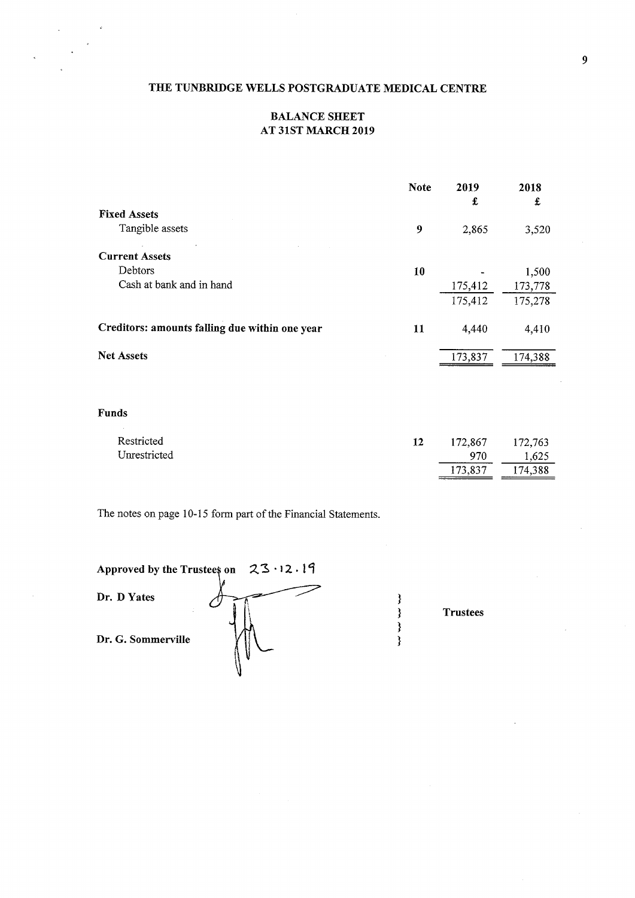# THE TUNBRIDGE WELLS POSTGRADUATE MEDICAL CENTRE

## BALANCE SHEET
## AT 31ST MARCH 2019

| | Note | 2019 £ | 2018 £ |
|---|---|---|---|
| **Fixed Assets** | | | |
| Tangible assets | 9 | 2,865 | 3,520 |
| | | | |
| **Current Assets** | | | |
| Debtors | 10 | - | 1,500 |
| Cash at bank and in hand | | 175,412 | 173,778 |
| | | 175,412 | 175,278 |
| | | | |
| **Creditors: amounts falling due within one year** | 11 | 4,440 | 4,410 |
| | | | |
| **Net Assets** | | 173,837 | 174,388 |
| | | | |
| **Funds** | | | |
| Restricted | 12 | 172,867 | 172,763 |
| Unrestricted | | 970 | 1,625 |
| | | 173,837 | 174,388 |

The notes on page 10-15 form part of the Financial Statements.

**Approved by the Trustees on** 23.12.19

**Dr. D Yates** } **Trustees**

**Dr. G. Sommerville** }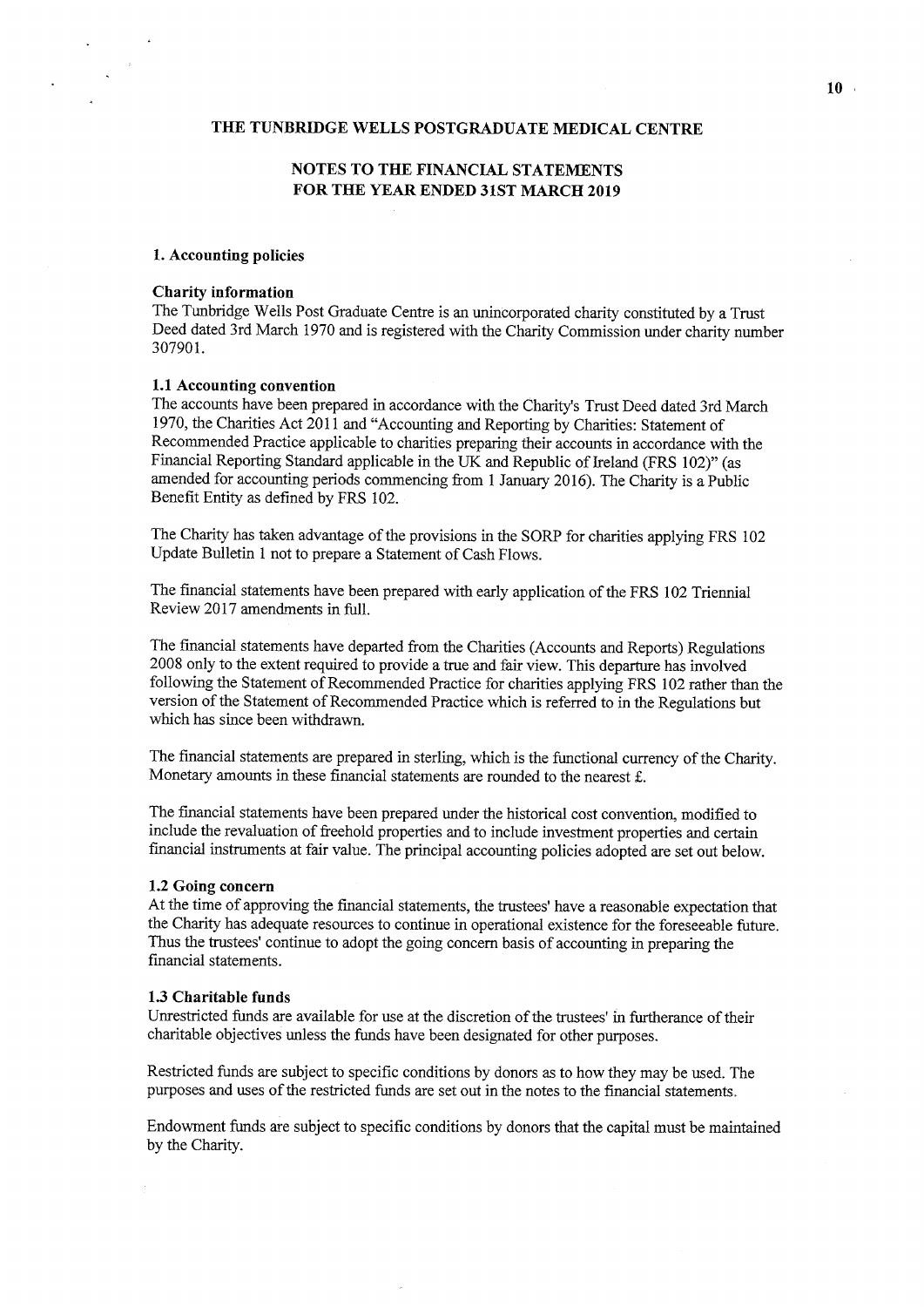# THE TUNBRIDGE WELLS POSTGRADUATE MEDICAL CENTRE

## NOTES TO THE FINANCIAL STATEMENTS FOR THE YEAR ENDED 31ST MARCH 2019

### 1. Accounting policies

**Charity information**

The Tunbridge Wells Post Graduate Centre is an unincorporated charity constituted by a Trust Deed dated 3rd March 1970 and is registered with the Charity Commission under charity number 307901.

**1.1 Accounting convention**

The accounts have been prepared in accordance with the Charity's Trust Deed dated 3rd March 1970, the Charities Act 2011 and "Accounting and Reporting by Charities: Statement of Recommended Practice applicable to charities preparing their accounts in accordance with the Financial Reporting Standard applicable in the UK and Republic of Ireland (FRS 102)" (as amended for accounting periods commencing from 1 January 2016). The Charity is a Public Benefit Entity as defined by FRS 102.

The Charity has taken advantage of the provisions in the SORP for charities applying FRS 102 Update Bulletin 1 not to prepare a Statement of Cash Flows.

The financial statements have been prepared with early application of the FRS 102 Triennial Review 2017 amendments in full.

The financial statements have departed from the Charities (Accounts and Reports) Regulations 2008 only to the extent required to provide a true and fair view. This departure has involved following the Statement of Recommended Practice for charities applying FRS 102 rather than the version of the Statement of Recommended Practice which is referred to in the Regulations but which has since been withdrawn.

The financial statements are prepared in sterling, which is the functional currency of the Charity. Monetary amounts in these financial statements are rounded to the nearest £.

The financial statements have been prepared under the historical cost convention, modified to include the revaluation of freehold properties and to include investment properties and certain financial instruments at fair value. The principal accounting policies adopted are set out below.

**1.2 Going concern**

At the time of approving the financial statements, the trustees' have a reasonable expectation that the Charity has adequate resources to continue in operational existence for the foreseeable future. Thus the trustees' continue to adopt the going concern basis of accounting in preparing the financial statements.

**1.3 Charitable funds**

Unrestricted funds are available for use at the discretion of the trustees' in furtherance of their charitable objectives unless the funds have been designated for other purposes.

Restricted funds are subject to specific conditions by donors as to how they may be used. The purposes and uses of the restricted funds are set out in the notes to the financial statements.

Endowment funds are subject to specific conditions by donors that the capital must be maintained by the Charity.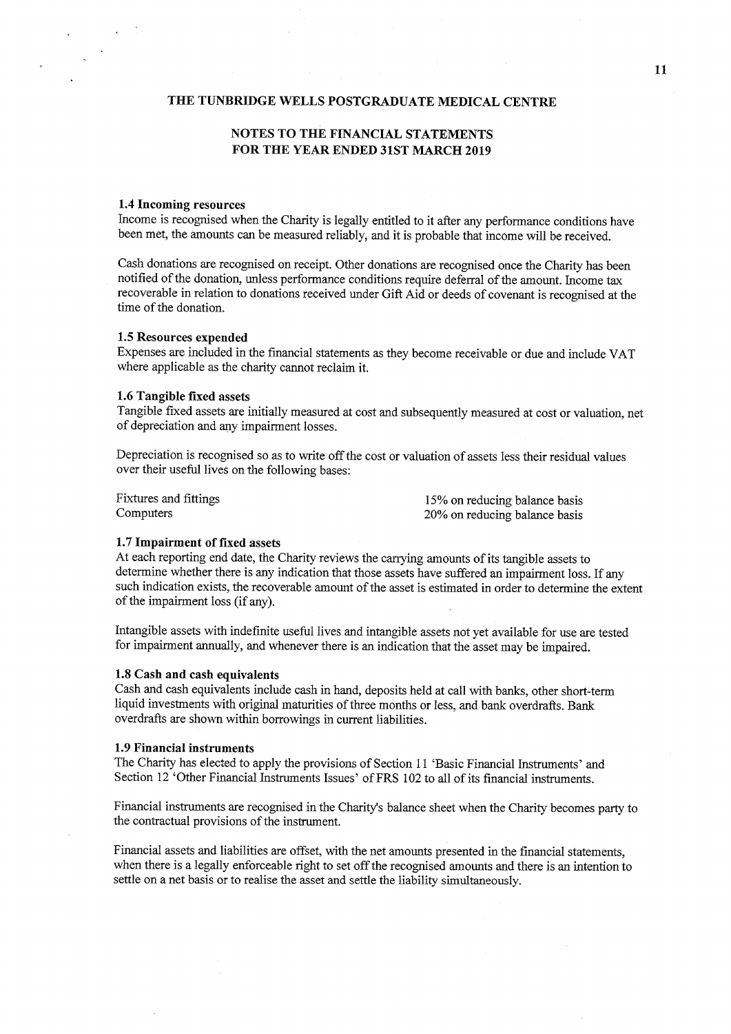**THE TUNBRIDGE WELLS POSTGRADUATE MEDICAL CENTRE**

**NOTES TO THE FINANCIAL STATEMENTS**
**FOR THE YEAR ENDED 31ST MARCH 2019**

### 1.4 Incoming resources

Income is recognised when the Charity is legally entitled to it after any performance conditions have been met, the amounts can be measured reliably, and it is probable that income will be received.

Cash donations are recognised on receipt. Other donations are recognised once the Charity has been notified of the donation, unless performance conditions require deferral of the amount. Income tax recoverable in relation to donations received under Gift Aid or deeds of covenant is recognised at the time of the donation.

### 1.5 Resources expended

Expenses are included in the financial statements as they become receivable or due and include VAT where applicable as the charity cannot reclaim it.

### 1.6 Tangible fixed assets

Tangible fixed assets are initially measured at cost and subsequently measured at cost or valuation, net of depreciation and any impairment losses.

Depreciation is recognised so as to write off the cost or valuation of assets less their residual values over their useful lives on the following bases:

| | |
|---|---|
| Fixtures and fittings | 15% on reducing balance basis |
| Computers | 20% on reducing balance basis |

### 1.7 Impairment of fixed assets

At each reporting end date, the Charity reviews the carrying amounts of its tangible assets to determine whether there is any indication that those assets have suffered an impairment loss. If any such indication exists, the recoverable amount of the asset is estimated in order to determine the extent of the impairment loss (if any).

Intangible assets with indefinite useful lives and intangible assets not yet available for use are tested for impairment annually, and whenever there is an indication that the asset may be impaired.

### 1.8 Cash and cash equivalents

Cash and cash equivalents include cash in hand, deposits held at call with banks, other short-term liquid investments with original maturities of three months or less, and bank overdrafts. Bank overdrafts are shown within borrowings in current liabilities.

### 1.9 Financial instruments

The Charity has elected to apply the provisions of Section 11 'Basic Financial Instruments' and Section 12 'Other Financial Instruments Issues' of FRS 102 to all of its financial instruments.

Financial instruments are recognised in the Charity's balance sheet when the Charity becomes party to the contractual provisions of the instrument.

Financial assets and liabilities are offset, with the net amounts presented in the financial statements, when there is a legally enforceable right to set off the recognised amounts and there is an intention to settle on a net basis or to realise the asset and settle the liability simultaneously.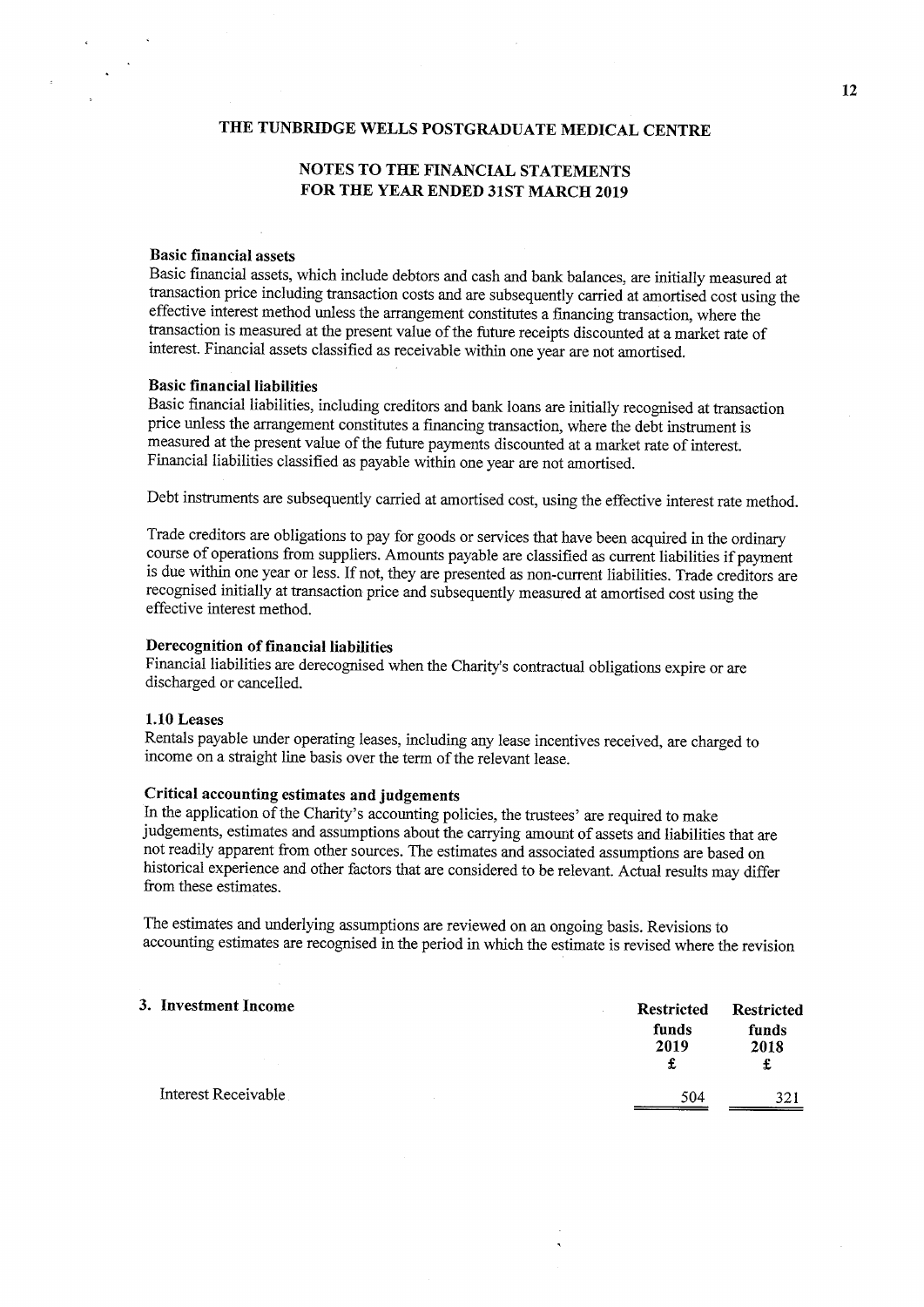# THE TUNBRIDGE WELLS POSTGRADUATE MEDICAL CENTRE

## NOTES TO THE FINANCIAL STATEMENTS FOR THE YEAR ENDED 31ST MARCH 2019

### Basic financial assets

Basic financial assets, which include debtors and cash and bank balances, are initially measured at transaction price including transaction costs and are subsequently carried at amortised cost using the effective interest method unless the arrangement constitutes a financing transaction, where the transaction is measured at the present value of the future receipts discounted at a market rate of interest. Financial assets classified as receivable within one year are not amortised.

### Basic financial liabilities

Basic financial liabilities, including creditors and bank loans are initially recognised at transaction price unless the arrangement constitutes a financing transaction, where the debt instrument is measured at the present value of the future payments discounted at a market rate of interest. Financial liabilities classified as payable within one year are not amortised.

Debt instruments are subsequently carried at amortised cost, using the effective interest rate method.

Trade creditors are obligations to pay for goods or services that have been acquired in the ordinary course of operations from suppliers. Amounts payable are classified as current liabilities if payment is due within one year or less. If not, they are presented as non-current liabilities. Trade creditors are recognised initially at transaction price and subsequently measured at amortised cost using the effective interest method.

### Derecognition of financial liabilities

Financial liabilities are derecognised when the Charity's contractual obligations expire or are discharged or cancelled.

### 1.10 Leases

Rentals payable under operating leases, including any lease incentives received, are charged to income on a straight line basis over the term of the relevant lease.

### Critical accounting estimates and judgements

In the application of the Charity's accounting policies, the trustees' are required to make judgements, estimates and assumptions about the carrying amount of assets and liabilities that are not readily apparent from other sources. The estimates and associated assumptions are based on historical experience and other factors that are considered to be relevant. Actual results may differ from these estimates.

The estimates and underlying assumptions are reviewed on an ongoing basis. Revisions to accounting estimates are recognised in the period in which the estimate is revised where the revision

### 3. Investment Income

| | Restricted funds 2019 £ | Restricted funds 2018 £ |
|---|---|---|
| Interest Receivable | 504 | 321 |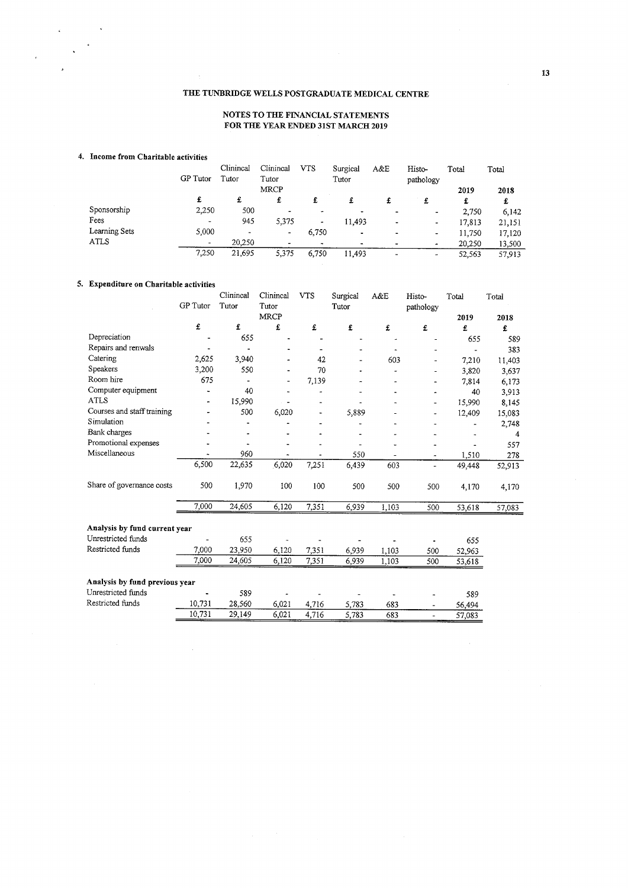# THE TUNBRIDGE WELLS POSTGRADUATE MEDICAL CENTRE

## NOTES TO THE FINANCIAL STATEMENTS FOR THE YEAR ENDED 31ST MARCH 2019

### 4. Income from Charitable activities

| | GP Tutor | Clinincal Tutor | Clinincal Tutor MRCP | VTS | Surgical Tutor | A&E | Histo-pathology | Total 2019 | Total 2018 |
|---|---|---|---|---|---|---|---|---|---|
| | £ | £ | £ | £ | £ | £ | £ | £ | £ |
| Sponsorship | 2,250 | 500 | - | - | - | - | - | 2,750 | 6,142 |
| Fees | - | 945 | 5,375 | - | 11,493 | - | - | 17,813 | 21,151 |
| Learning Sets | 5,000 | - | - | 6,750 | - | - | - | 11,750 | 17,120 |
| ATLS | - | 20,250 | - | - | - | - | - | 20,250 | 13,500 |
| | 7,250 | 21,695 | 5,375 | 6,750 | 11,493 | - | - | 52,563 | 57,913 |

### 5. Expenditure on Charitable activities

| | GP Tutor | Clinincal Tutor | Clinincal Tutor MRCP | VTS | Surgical Tutor | A&E | Histo-pathology | Total 2019 | Total 2018 |
|---|---|---|---|---|---|---|---|---|---|
| | £ | £ | £ | £ | £ | £ | £ | £ | £ |
| Depreciation | - | 655 | - | - | - | - | - | 655 | 589 |
| Repairs and renwals | - | - | - | - | - | - | - | - | 383 |
| Catering | 2,625 | 3,940 | - | 42 | - | 603 | - | 7,210 | 11,403 |
| Speakers | 3,200 | 550 | - | 70 | - | - | - | 3,820 | 3,637 |
| Room hire | 675 | - | - | 7,139 | - | - | - | 7,814 | 6,173 |
| Computer equipment | - | 40 | - | - | - | - | - | 40 | 3,913 |
| ATLS | - | 15,990 | - | - | - | - | - | 15,990 | 8,145 |
| Courses and staff training | - | 500 | 6,020 | - | 5,889 | - | - | 12,409 | 15,083 |
| Simulation | - | - | - | - | - | - | - | - | 2,748 |
| Bank charges | - | - | - | - | - | - | - | - | 4 |
| Promotional expenses | - | - | - | - | - | - | - | - | 557 |
| Miscellaneous | - | 960 | - | - | 550 | - | - | 1,510 | 278 |
| | 6,500 | 22,635 | 6,020 | 7,251 | 6,439 | 603 | - | 49,448 | 52,913 |
| Share of governance costs | 500 | 1,970 | 100 | 100 | 500 | 500 | 500 | 4,170 | 4,170 |
| | 7,000 | 24,605 | 6,120 | 7,351 | 6,939 | 1,103 | 500 | 53,618 | 57,083 |

**Analysis by fund current year**

| | GP Tutor | Clinincal Tutor | Clinincal Tutor MRCP | VTS | Surgical Tutor | A&E | Histo-pathology | Total |
|---|---|---|---|---|---|---|---|---|
| Unrestricted funds | - | 655 | - | - | - | - | - | 655 |
| Restricted funds | 7,000 | 23,950 | 6,120 | 7,351 | 6,939 | 1,103 | 500 | 52,963 |
| | 7,000 | 24,605 | 6,120 | 7,351 | 6,939 | 1,103 | 500 | 53,618 |

**Analysis by fund previous year**

| | GP Tutor | Clinincal Tutor | Clinincal Tutor MRCP | VTS | Surgical Tutor | A&E | Histo-pathology | Total |
|---|---|---|---|---|---|---|---|---|
| Unrestricted funds | - | 589 | - | - | - | - | - | 589 |
| Restricted funds | 10,731 | 28,560 | 6,021 | 4,716 | 5,783 | 683 | - | 56,494 |
| | 10,731 | 29,149 | 6,021 | 4,716 | 5,783 | 683 | - | 57,083 |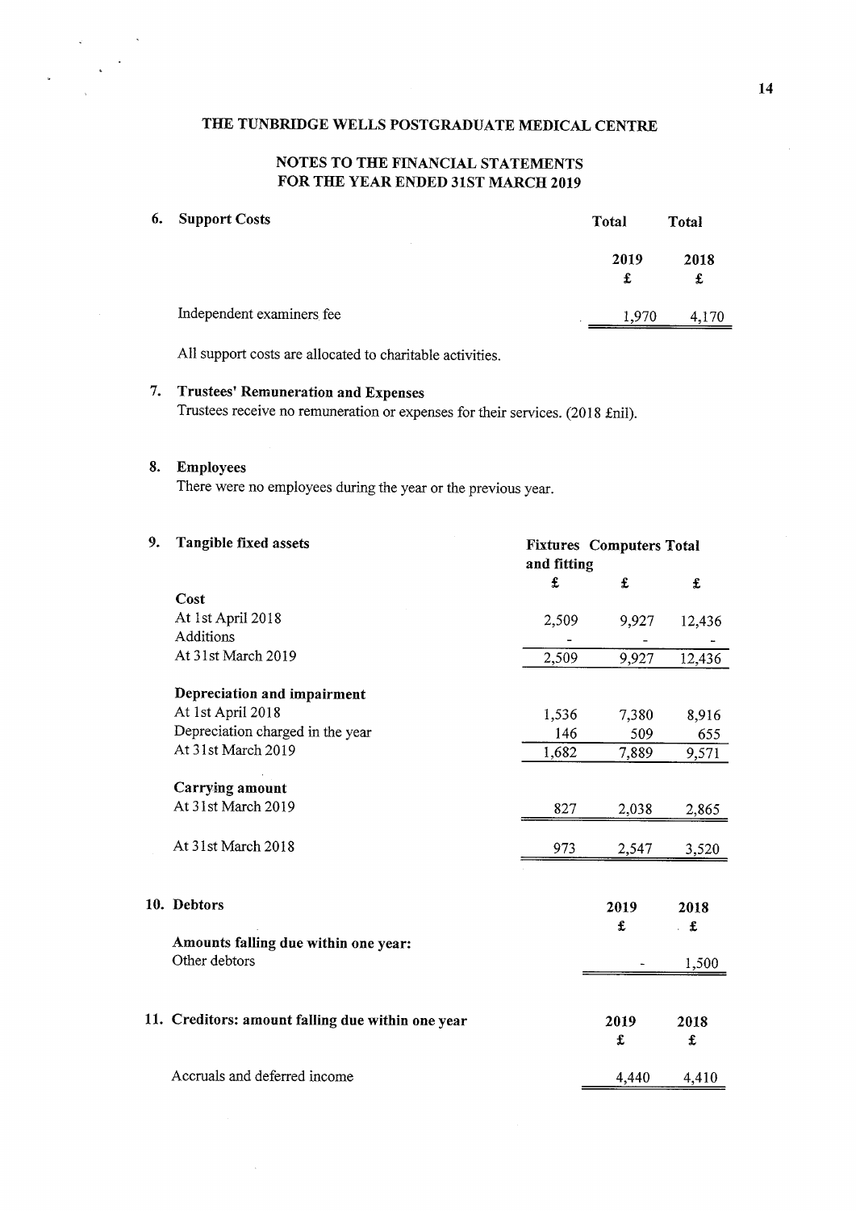# THE TUNBRIDGE WELLS POSTGRADUATE MEDICAL CENTRE

## NOTES TO THE FINANCIAL STATEMENTS FOR THE YEAR ENDED 31ST MARCH 2019

### 6. Support Costs

| | Total 2019 £ | Total 2018 £ |
|---|---|---|
| Independent examiners fee | 1,970 | 4,170 |

All support costs are allocated to charitable activities.

### 7. Trustees' Remuneration and Expenses

Trustees receive no remuneration or expenses for their services. (2018 £nil).

### 8. Employees

There were no employees during the year or the previous year.

### 9. Tangible fixed assets

| | Fixtures and fitting £ | Computers £ | Total £ |
|---|---|---|---|
| **Cost** | | | |
| At 1st April 2018 | 2,509 | 9,927 | 12,436 |
| Additions | - | - | - |
| At 31st March 2019 | 2,509 | 9,927 | 12,436 |
| **Depreciation and impairment** | | | |
| At 1st April 2018 | 1,536 | 7,380 | 8,916 |
| Depreciation charged in the year | 146 | 509 | 655 |
| At 31st March 2019 | 1,682 | 7,889 | 9,571 |
| **Carrying amount** | | | |
| At 31st March 2019 | 827 | 2,038 | 2,865 |
| At 31st March 2018 | 973 | 2,547 | 3,520 |

### 10. Debtors

| | 2019 £ | 2018 £ |
|---|---|---|
| **Amounts falling due within one year:** | | |
| Other debtors | - | 1,500 |

### 11. Creditors: amount falling due within one year

| | 2019 £ | 2018 £ |
|---|---|---|
| Accruals and deferred income | 4,440 | 4,410 |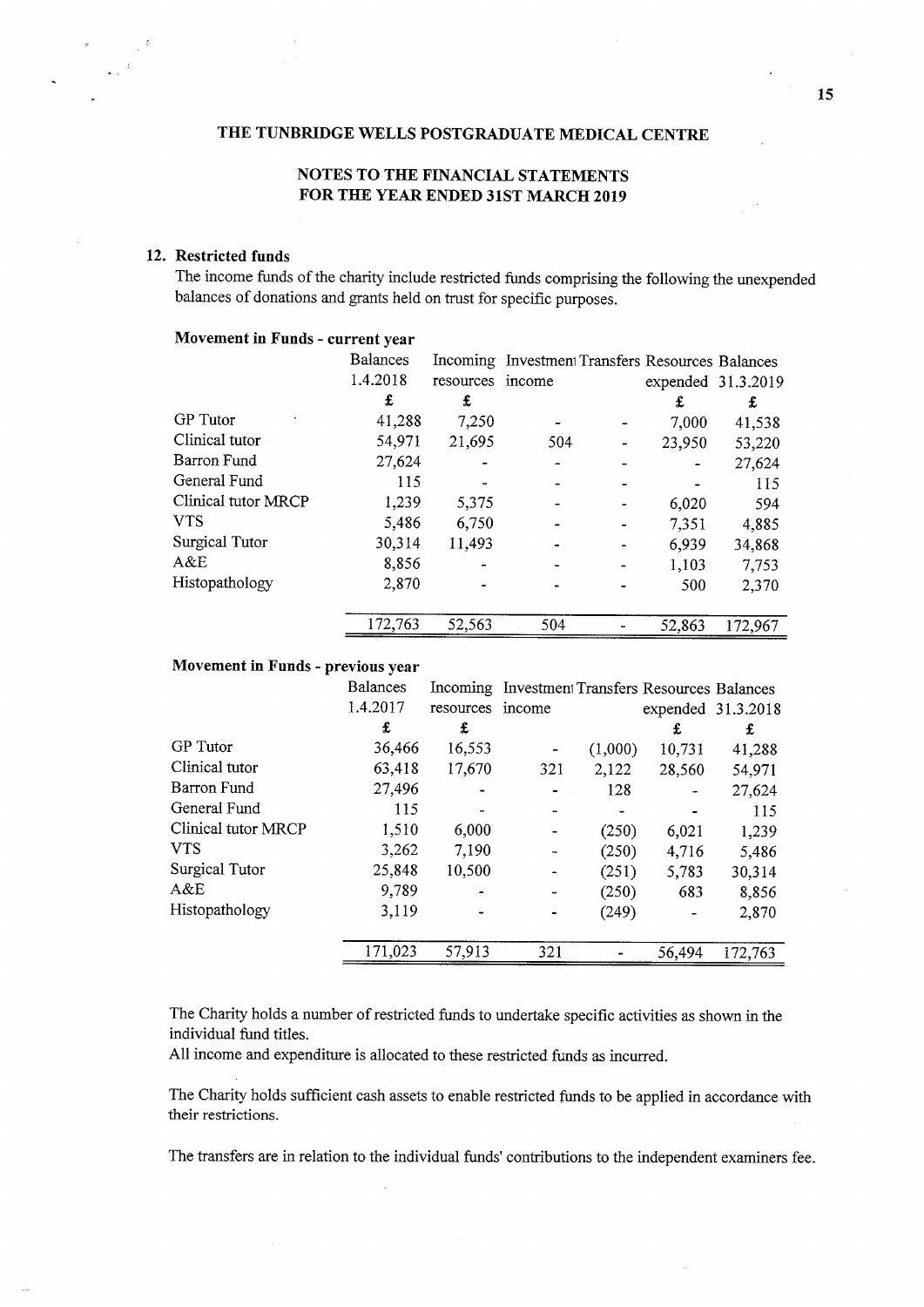## THE TUNBRIDGE WELLS POSTGRADUATE MEDICAL CENTRE

### NOTES TO THE FINANCIAL STATEMENTS FOR THE YEAR ENDED 31ST MARCH 2019

**12. Restricted funds**

The income funds of the charity include restricted funds comprising the following the unexpended balances of donations and grants held on trust for specific purposes.

**Movement in Funds - current year**

| | Balances 1.4.2018 | Incoming resources | Investment income | Transfers | Resources expended | Balances 31.3.2019 |
|---|---|---|---|---|---|---|
| | £ | £ | | | £ | £ |
| GP Tutor | 41,288 | 7,250 | - | - | 7,000 | 41,538 |
| Clinical tutor | 54,971 | 21,695 | 504 | - | 23,950 | 53,220 |
| Barron Fund | 27,624 | - | - | - | - | 27,624 |
| General Fund | 115 | - | - | - | - | 115 |
| Clinical tutor MRCP | 1,239 | 5,375 | - | - | 6,020 | 594 |
| VTS | 5,486 | 6,750 | - | - | 7,351 | 4,885 |
| Surgical Tutor | 30,314 | 11,493 | - | - | 6,939 | 34,868 |
| A&E | 8,856 | - | - | - | 1,103 | 7,753 |
| Histopathology | 2,870 | - | - | - | 500 | 2,370 |
| | 172,763 | 52,563 | 504 | - | 52,863 | 172,967 |

**Movement in Funds - previous year**

| | Balances 1.4.2017 | Incoming resources | Investment income | Transfers | Resources expended | Balances 31.3.2018 |
|---|---|---|---|---|---|---|
| | £ | £ | | | £ | £ |
| GP Tutor | 36,466 | 16,553 | - | (1,000) | 10,731 | 41,288 |
| Clinical tutor | 63,418 | 17,670 | 321 | 2,122 | 28,560 | 54,971 |
| Barron Fund | 27,496 | - | - | 128 | - | 27,624 |
| General Fund | 115 | - | - | - | - | 115 |
| Clinical tutor MRCP | 1,510 | 6,000 | - | (250) | 6,021 | 1,239 |
| VTS | 3,262 | 7,190 | - | (250) | 4,716 | 5,486 |
| Surgical Tutor | 25,848 | 10,500 | - | (251) | 5,783 | 30,314 |
| A&E | 9,789 | - | - | (250) | 683 | 8,856 |
| Histopathology | 3,119 | - | - | (249) | - | 2,870 |
| | 171,023 | 57,913 | 321 | - | 56,494 | 172,763 |

The Charity holds a number of restricted funds to undertake specific activities as shown in the individual fund titles.

All income and expenditure is allocated to these restricted funds as incurred.

The Charity holds sufficient cash assets to enable restricted funds to be applied in accordance with their restrictions.

The transfers are in relation to the individual funds' contributions to the independent examiners fee.